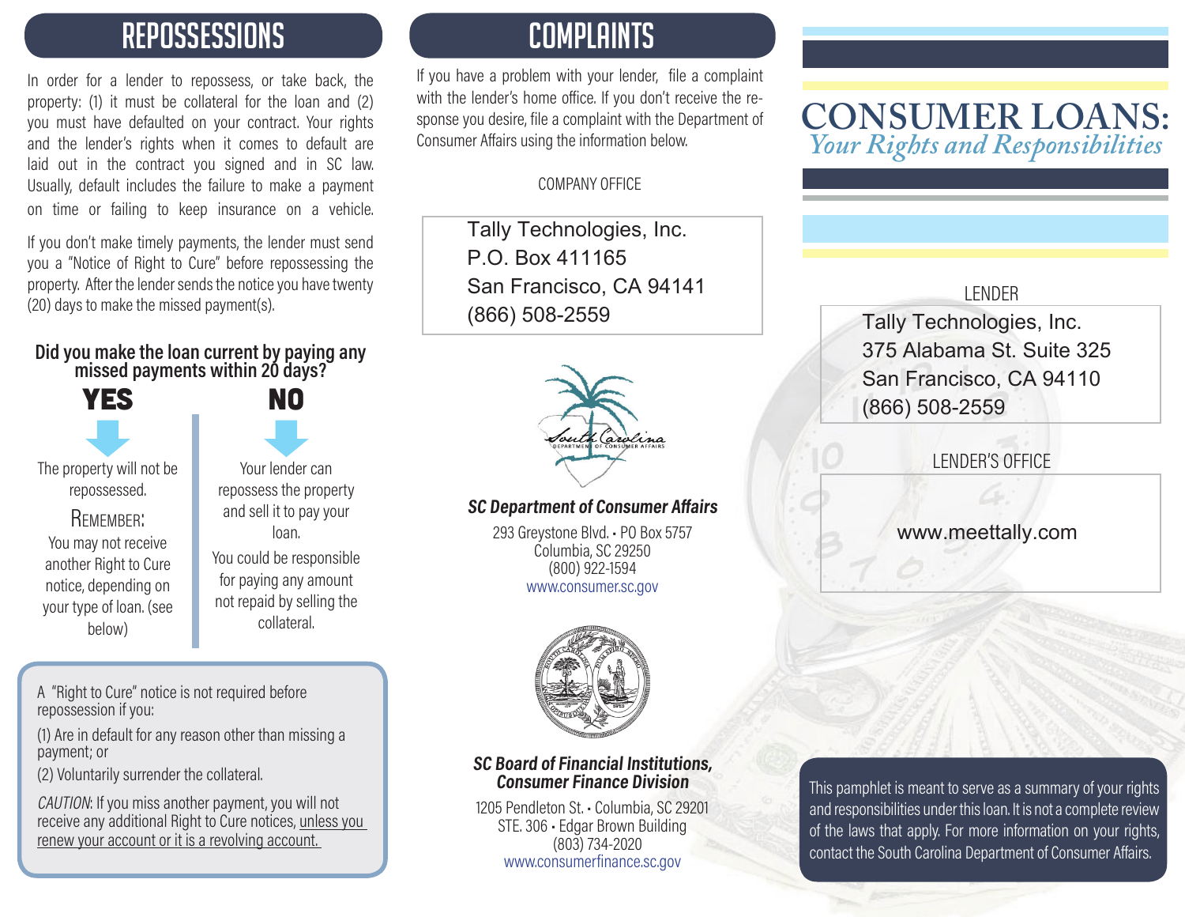## REPOSSESSIONS

In order for a lender to repossess, or take back, the property: (1) it must be collateral for the loan and (2) you must have defaulted on your contract. Your rights and the lender's rights when it comes to default are laid out in the contract you signed and in SC law. Usually, default includes the failure to make a payment on time or failing to keep insurance on a vehicle.

If you don't make timely payments, the lender must send you a "Notice of Right to Cure" before repossessing the property. After the lender sends the notice you have twenty (20) days to make the missed payment(s).

**Did you make the loan current by paying any missed payments within 20 days?**

**YES**

The property will not be repossessed.

REMEMBER:
You may not receive another Right to Cure notice, depending on your type of loan. (see below)

**NO**

Your lender can repossess the property and sell it to pay your loan.

You could be responsible for paying any amount not repaid by selling the collateral.

A "Right to Cure" notice is not required before repossession if you:

(1) Are in default for any reason other than missing a payment; or

(2) Voluntarily surrender the collateral.

*CAUTION*: If you miss another payment, you will not receive any additional Right to Cure notices, unless you renew your account or it is a revolving account.

## COMPLAINTS

If you have a problem with your lender, file a complaint with the lender's home office. If you don't receive the response you desire, file a complaint with the Department of Consumer Affairs using the information below.

COMPANY OFFICE

Tally Technologies, Inc.
P.O. Box 411165
San Francisco, CA 94141
(866) 508-2559

***SC Department of Consumer Affairs***

293 Greystone Blvd. • PO Box 5757
Columbia, SC 29250
(800) 922-1594
www.consumer.sc.gov

***SC Board of Financial Institutions, Consumer Finance Division***

1205 Pendleton St. • Columbia, SC 29201
STE. 306 • Edgar Brown Building
(803) 734-2020
www.consumerfinance.sc.gov

# CONSUMER LOANS:
*Your Rights and Responsibilities*

LENDER

Tally Technologies, Inc.
375 Alabama St. Suite 325
San Francisco, CA 94110
(866) 508-2559

LENDER'S OFFICE

www.meettally.com

This pamphlet is meant to serve as a summary of your rights and responsibilities under this loan. It is not a complete review of the laws that apply. For more information on your rights, contact the South Carolina Department of Consumer Affairs.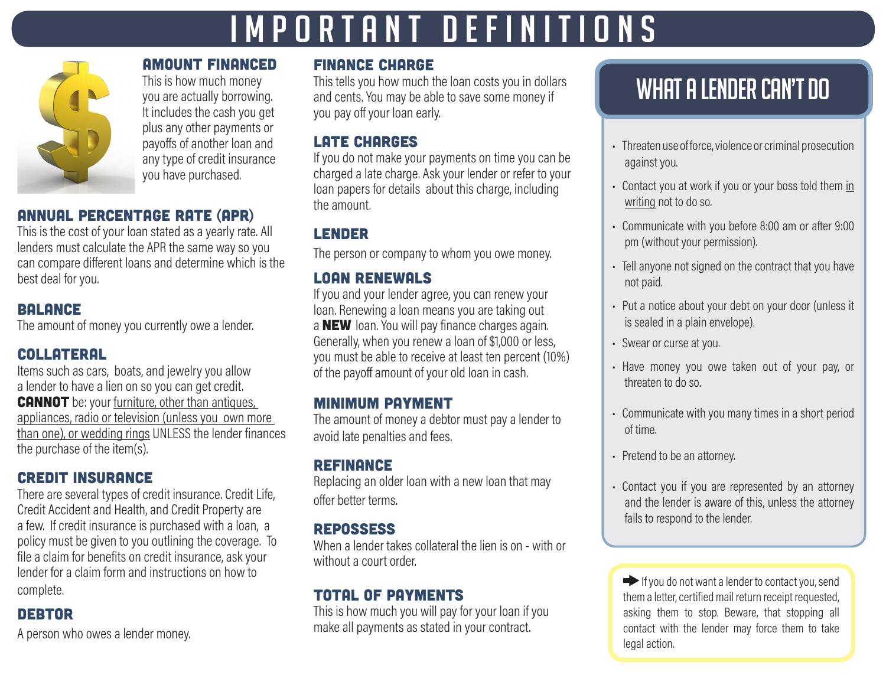# IMPORTANT DEFINITIONS

## AMOUNT FINANCED

This is how much money you are actually borrowing. It includes the cash you get plus any other payments or payoffs of another loan and any type of credit insurance you have purchased.

## ANNUAL PERCENTAGE RATE (APR)

This is the cost of your loan stated as a yearly rate. All lenders must calculate the APR the same way so you can compare different loans and determine which is the best deal for you.

## BALANCE

The amount of money you currently owe a lender.

## COLLATERAL

Items such as cars, boats, and jewelry you allow a lender to have a lien on so you can get credit. **CANNOT** be: your furniture, other than antiques, appliances, radio or television (unless you own more than one), or wedding rings UNLESS the lender finances the purchase of the item(s).

## CREDIT INSURANCE

There are several types of credit insurance. Credit Life, Credit Accident and Health, and Credit Property are a few. If credit insurance is purchased with a loan, a policy must be given to you outlining the coverage. To file a claim for benefits on credit insurance, ask your lender for a claim form and instructions on how to complete.

## DEBTOR

A person who owes a lender money.

## FINANCE CHARGE

This tells you how much the loan costs you in dollars and cents. You may be able to save some money if you pay off your loan early.

## LATE CHARGES

If you do not make your payments on time you can be charged a late charge. Ask your lender or refer to your loan papers for details about this charge, including the amount.

## LENDER

The person or company to whom you owe money.

## LOAN RENEWALS

If you and your lender agree, you can renew your loan. Renewing a loan means you are taking out a **NEW** loan. You will pay finance charges again. Generally, when you renew a loan of $1,000 or less, you must be able to receive at least ten percent (10%) of the payoff amount of your old loan in cash.

## MINIMUM PAYMENT

The amount of money a debtor must pay a lender to avoid late penalties and fees.

## REFINANCE

Replacing an older loan with a new loan that may offer better terms.

## REPOSSESS

When a lender takes collateral the lien is on - with or without a court order.

## TOTAL OF PAYMENTS

This is how much you will pay for your loan if you make all payments as stated in your contract.

## WHAT A LENDER CAN'T DO

- Threaten use of force, violence or criminal prosecution against you.
- Contact you at work if you or your boss told them in writing not to do so.
- Communicate with you before 8:00 am or after 9:00 pm (without your permission).
- Tell anyone not signed on the contract that you have not paid.
- Put a notice about your debt on your door (unless it is sealed in a plain envelope).
- Swear or curse at you.
- Have money you owe taken out of your pay, or threaten to do so.
- Communicate with you many times in a short period of time.
- Pretend to be an attorney.
- Contact you if you are represented by an attorney and the lender is aware of this, unless the attorney fails to respond to the lender.

➡ If you do not want a lender to contact you, send them a letter, certified mail return receipt requested, asking them to stop. Beware, that stopping all contact with the lender may force them to take legal action.